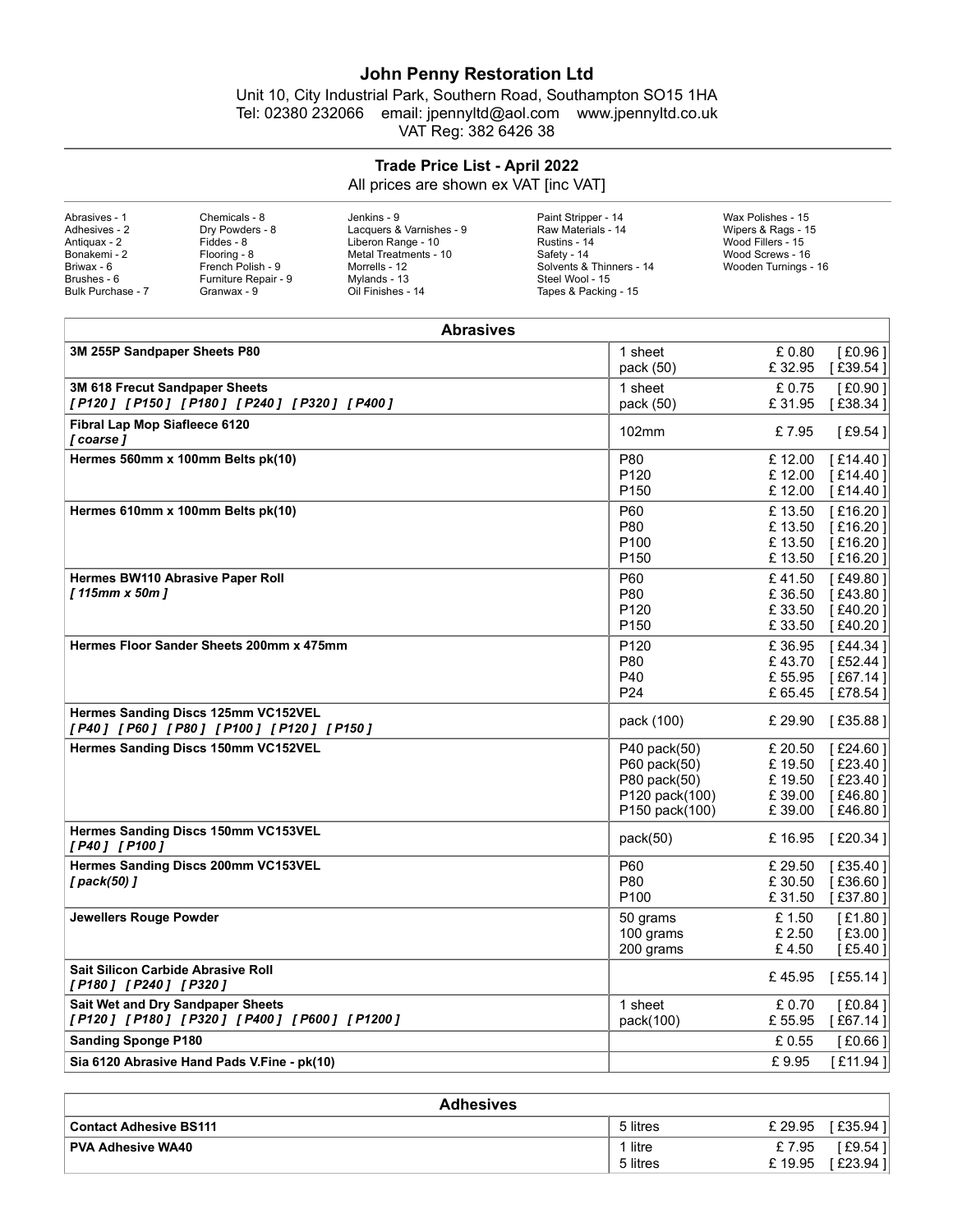# John Penny Restoration Ltd

Unit 10, City Industrial Park, Southern Road, Southampton SO15 1HA
Tel: 02380 232066  email: jpennyltd@aol.com  www.jpennyltd.co.uk
VAT Reg: 382 6426 38

## Trade Price List - April 2022

All prices are shown ex VAT [inc VAT]

Abrasives - 1
Adhesives - 2
Antiquax - 2
Bonakemi - 2
Briwax - 6
Brushes - 6
Bulk Purchase - 7
Chemicals - 8
Dry Powders - 8
Fiddes - 8
Flooring - 8
French Polish - 9
Furniture Repair - 9
Granwax - 9
Jenkins - 9
Lacquers & Varnishes - 9
Liberon Range - 10
Metal Treatments - 10
Morrells - 12
Mylands - 13
Oil Finishes - 14
Paint Stripper - 14
Raw Materials - 14
Rustins - 14
Safety - 14
Solvents & Thinners - 14
Steel Wool - 15
Tapes & Packing - 15
Wax Polishes - 15
Wipers & Rags - 15
Wood Fillers - 15
Wood Screws - 16
Wooden Turnings - 16

## Abrasives

| Product | Size | Price ex VAT | [inc VAT] |
|---|---|---|---|
| **3M 255P Sandpaper Sheets P80** | 1 sheet | £ 0.80 | [ £0.96 ] |
| | pack (50) | £ 32.95 | [ £39.54 ] |
| **3M 618 Frecut Sandpaper Sheets** *[ P120 ] [ P150 ] [ P180 ] [ P240 ] [ P320 ] [ P400 ]* | 1 sheet | £ 0.75 | [ £0.90 ] |
| | pack (50) | £ 31.95 | [ £38.34 ] |
| **Fibral Lap Mop Siafleece 6120** *[ coarse ]* | 102mm | £ 7.95 | [ £9.54 ] |
| **Hermes 560mm x 100mm Belts pk(10)** | P80 | £ 12.00 | [ £14.40 ] |
| | P120 | £ 12.00 | [ £14.40 ] |
| | P150 | £ 12.00 | [ £14.40 ] |
| **Hermes 610mm x 100mm Belts pk(10)** | P60 | £ 13.50 | [ £16.20 ] |
| | P80 | £ 13.50 | [ £16.20 ] |
| | P100 | £ 13.50 | [ £16.20 ] |
| | P150 | £ 13.50 | [ £16.20 ] |
| **Hermes BW110 Abrasive Paper Roll** *[ 115mm x 50m ]* | P60 | £ 41.50 | [ £49.80 ] |
| | P80 | £ 36.50 | [ £43.80 ] |
| | P120 | £ 33.50 | [ £40.20 ] |
| | P150 | £ 33.50 | [ £40.20 ] |
| **Hermes Floor Sander Sheets 200mm x 475mm** | P120 | £ 36.95 | [ £44.34 ] |
| | P80 | £ 43.70 | [ £52.44 ] |
| | P40 | £ 55.95 | [ £67.14 ] |
| | P24 | £ 65.45 | [ £78.54 ] |
| **Hermes Sanding Discs 125mm VC152VEL** *[ P40 ] [ P60 ] [ P80 ] [ P100 ] [ P120 ] [ P150 ]* | pack (100) | £ 29.90 | [ £35.88 ] |
| **Hermes Sanding Discs 150mm VC152VEL** | P40 pack(50) | £ 20.50 | [ £24.60 ] |
| | P60 pack(50) | £ 19.50 | [ £23.40 ] |
| | P80 pack(50) | £ 19.50 | [ £23.40 ] |
| | P120 pack(100) | £ 39.00 | [ £46.80 ] |
| | P150 pack(100) | £ 39.00 | [ £46.80 ] |
| **Hermes Sanding Discs 150mm VC153VEL** *[ P40 ] [ P100 ]* | pack(50) | £ 16.95 | [ £20.34 ] |
| **Hermes Sanding Discs 200mm VC153VEL** *[ pack(50) ]* | P60 | £ 29.50 | [ £35.40 ] |
| | P80 | £ 30.50 | [ £36.60 ] |
| | P100 | £ 31.50 | [ £37.80 ] |
| **Jewellers Rouge Powder** | 50 grams | £ 1.50 | [ £1.80 ] |
| | 100 grams | £ 2.50 | [ £3.00 ] |
| | 200 grams | £ 4.50 | [ £5.40 ] |
| **Sait Silicon Carbide Abrasive Roll** *[ P180 ] [ P240 ] [ P320 ]* | | £ 45.95 | [ £55.14 ] |
| **Sait Wet and Dry Sandpaper Sheets** *[ P120 ] [ P180 ] [ P320 ] [ P400 ] [ P600 ] [ P1200 ]* | 1 sheet | £ 0.70 | [ £0.84 ] |
| | pack(100) | £ 55.95 | [ £67.14 ] |
| **Sanding Sponge P180** | | £ 0.55 | [ £0.66 ] |
| **Sia 6120 Abrasive Hand Pads V.Fine - pk(10)** | | £ 9.95 | [ £11.94 ] |

## Adhesives

| Product | Size | Price ex VAT | [inc VAT] |
|---|---|---|---|
| **Contact Adhesive BS111** | 5 litres | £ 29.95 | [ £35.94 ] |
| **PVA Adhesive WA40** | 1 litre | £ 7.95 | [ £9.54 ] |
| | 5 litres | £ 19.95 | [ £23.94 ] |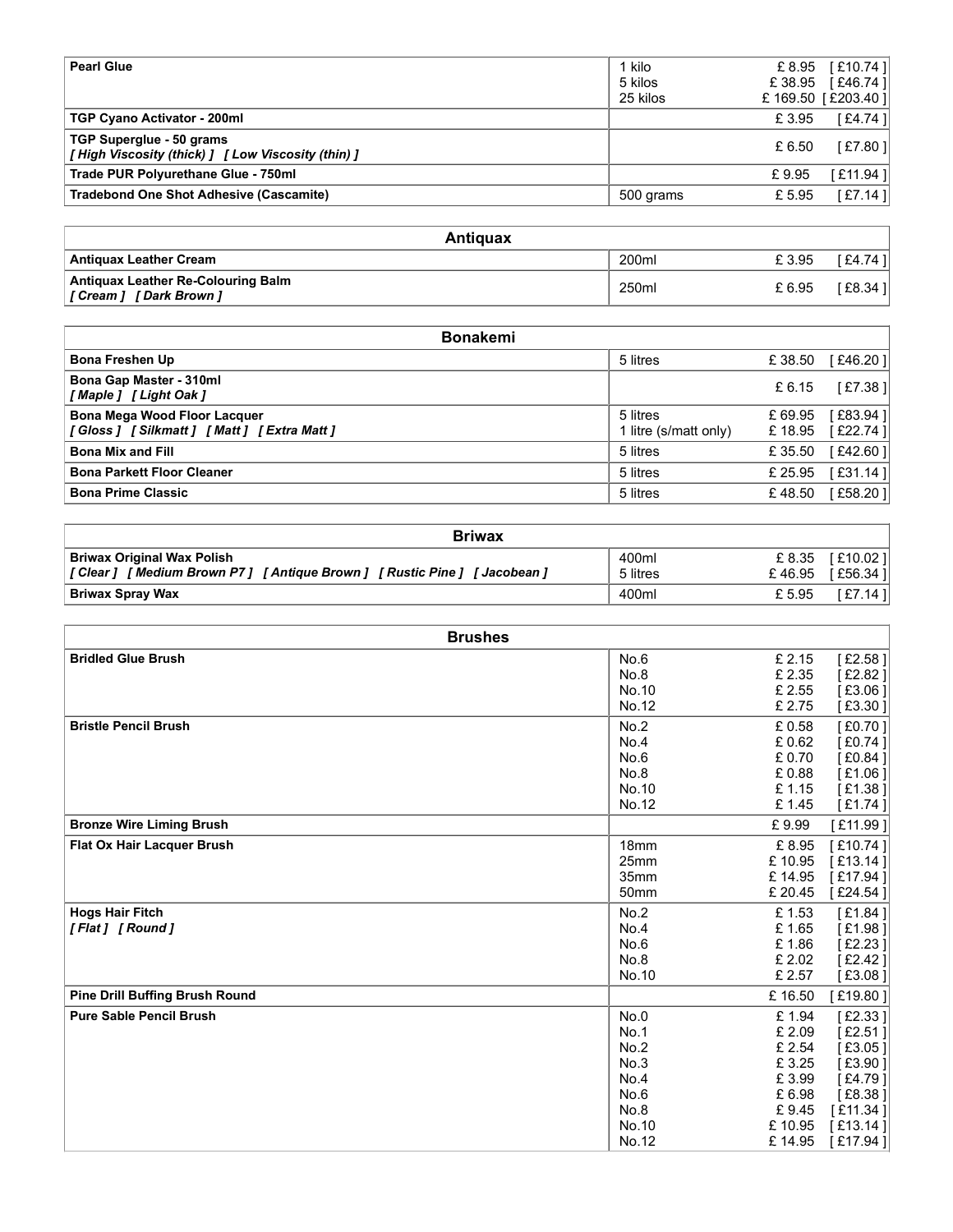| Product | Size | Price | Price inc. VAT |
|---|---|---|---|
| **Pearl Glue** | 1 kilo<br>5 kilos<br>25 kilos | £ 8.95<br>£ 38.95<br>£ 169.50 | [ £10.74 ]<br>[ £46.74 ]<br>[ £203.40 ] |
| **TGP Cyano Activator - 200ml** | | £ 3.95 | [ £4.74 ] |
| **TGP Superglue - 50 grams**<br>***[ High Viscosity (thick) ] [ Low Viscosity (thin) ]*** | | £ 6.50 | [ £7.80 ] |
| **Trade PUR Polyurethane Glue - 750ml** | | £ 9.95 | [ £11.94 ] |
| **Tradebond One Shot Adhesive (Cascamite)** | 500 grams | £ 5.95 | [ £7.14 ] |

## Antiquax

| Product | Size | Price | Price inc. VAT |
|---|---|---|---|
| **Antiquax Leather Cream** | 200ml | £ 3.95 | [ £4.74 ] |
| **Antiquax Leather Re-Colouring Balm**<br>***[ Cream ] [ Dark Brown ]*** | 250ml | £ 6.95 | [ £8.34 ] |

## Bonakemi

| Product | Size | Price | Price inc. VAT |
|---|---|---|---|
| **Bona Freshen Up** | 5 litres | £ 38.50 | [ £46.20 ] |
| **Bona Gap Master - 310ml**<br>***[ Maple ] [ Light Oak ]*** | | £ 6.15 | [ £7.38 ] |
| **Bona Mega Wood Floor Lacquer**<br>***[ Gloss ] [ Silkmatt ] [ Matt ] [ Extra Matt ]*** | 5 litres<br>1 litre (s/matt only) | £ 69.95<br>£ 18.95 | [ £83.94 ]<br>[ £22.74 ] |
| **Bona Mix and Fill** | 5 litres | £ 35.50 | [ £42.60 ] |
| **Bona Parkett Floor Cleaner** | 5 litres | £ 25.95 | [ £31.14 ] |
| **Bona Prime Classic** | 5 litres | £ 48.50 | [ £58.20 ] |

## Briwax

| Product | Size | Price | Price inc. VAT |
|---|---|---|---|
| **Briwax Original Wax Polish**<br>***[ Clear ] [ Medium Brown P7 ] [ Antique Brown ] [ Rustic Pine ] [ Jacobean ]*** | 400ml<br>5 litres | £ 8.35<br>£ 46.95 | [ £10.02 ]<br>[ £56.34 ] |
| **Briwax Spray Wax** | 400ml | £ 5.95 | [ £7.14 ] |

## Brushes

| Product | Size | Price | Price inc. VAT |
|---|---|---|---|
| **Bridled Glue Brush** | No.6<br>No.8<br>No.10<br>No.12 | £ 2.15<br>£ 2.35<br>£ 2.55<br>£ 2.75 | [ £2.58 ]<br>[ £2.82 ]<br>[ £3.06 ]<br>[ £3.30 ] |
| **Bristle Pencil Brush** | No.2<br>No.4<br>No.6<br>No.8<br>No.10<br>No.12 | £ 0.58<br>£ 0.62<br>£ 0.70<br>£ 0.88<br>£ 1.15<br>£ 1.45 | [ £0.70 ]<br>[ £0.74 ]<br>[ £0.84 ]<br>[ £1.06 ]<br>[ £1.38 ]<br>[ £1.74 ] |
| **Bronze Wire Liming Brush** | | £ 9.99 | [ £11.99 ] |
| **Flat Ox Hair Lacquer Brush** | 18mm<br>25mm<br>35mm<br>50mm | £ 8.95<br>£ 10.95<br>£ 14.95<br>£ 20.45 | [ £10.74 ]<br>[ £13.14 ]<br>[ £17.94 ]<br>[ £24.54 ] |
| **Hogs Hair Fitch**<br>***[ Flat ] [ Round ]*** | No.2<br>No.4<br>No.6<br>No.8<br>No.10 | £ 1.53<br>£ 1.65<br>£ 1.86<br>£ 2.02<br>£ 2.57 | [ £1.84 ]<br>[ £1.98 ]<br>[ £2.23 ]<br>[ £2.42 ]<br>[ £3.08 ] |
| **Pine Drill Buffing Brush Round** | | £ 16.50 | [ £19.80 ] |
| **Pure Sable Pencil Brush** | No.0<br>No.1<br>No.2<br>No.3<br>No.4<br>No.6<br>No.8<br>No.10<br>No.12 | £ 1.94<br>£ 2.09<br>£ 2.54<br>£ 3.25<br>£ 3.99<br>£ 6.98<br>£ 9.45<br>£ 10.95<br>£ 14.95 | [ £2.33 ]<br>[ £2.51 ]<br>[ £3.05 ]<br>[ £3.90 ]<br>[ £4.79 ]<br>[ £8.38 ]<br>[ £11.34 ]<br>[ £13.14 ]<br>[ £17.94 ] |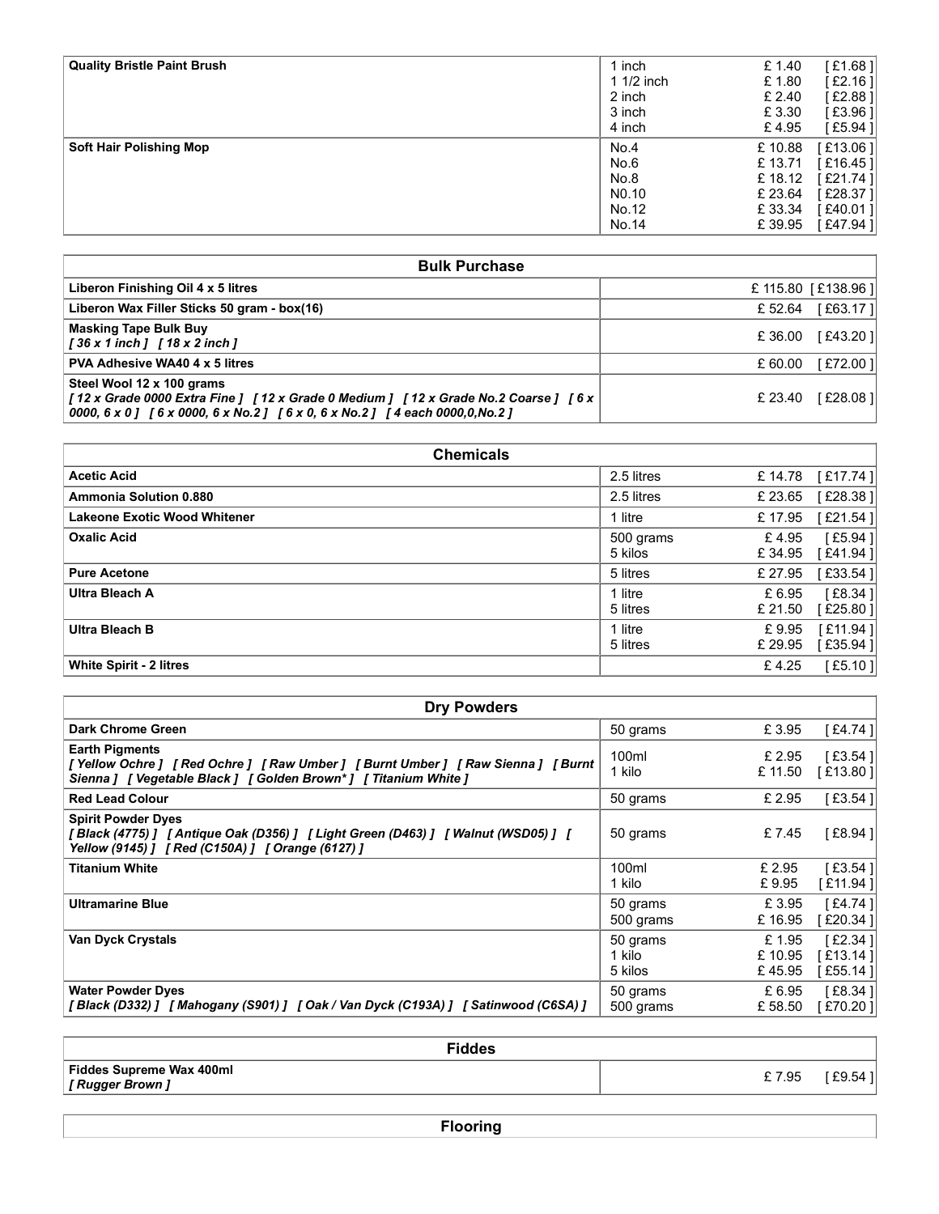| Quality Bristle Paint Brush | | | |
|---|---|---|---|
| | 1 inch | £ 1.40 | [ £1.68 ] |
| | 1 1/2 inch | £ 1.80 | [ £2.16 ] |
| | 2 inch | £ 2.40 | [ £2.88 ] |
| | 3 inch | £ 3.30 | [ £3.96 ] |
| | 4 inch | £ 4.95 | [ £5.94 ] |
| **Soft Hair Polishing Mop** | No.4 | £ 10.88 | [ £13.06 ] |
| | No.6 | £ 13.71 | [ £16.45 ] |
| | No.8 | £ 18.12 | [ £21.74 ] |
| | N0.10 | £ 23.64 | [ £28.37 ] |
| | No.12 | £ 33.34 | [ £40.01 ] |
| | No.14 | £ 39.95 | [ £47.94 ] |

| Bulk Purchase | |
|---|---|
| **Liberon Finishing Oil 4 x 5 litres** | £ 115.80 [ £138.96 ] |
| **Liberon Wax Filler Sticks 50 gram - box(16)** | £ 52.64 [ £63.17 ] |
| **Masking Tape Bulk Buy** *[ 36 x 1 inch ] [ 18 x 2 inch ]* | £ 36.00 [ £43.20 ] |
| **PVA Adhesive WA40 4 x 5 litres** | £ 60.00 [ £72.00 ] |
| **Steel Wool 12 x 100 grams** *[ 12 x Grade 0000 Extra Fine ] [ 12 x Grade 0 Medium ] [ 12 x Grade No.2 Coarse ] [ 6 x 0000, 6 x 0 ] [ 6 x 0000, 6 x No.2 ] [ 6 x 0, 6 x No.2 ] [ 4 each 0000,0,No.2 ]* | £ 23.40 [ £28.08 ] |

| Chemicals | | | |
|---|---|---|---|
| **Acetic Acid** | 2.5 litres | £ 14.78 | [ £17.74 ] |
| **Ammonia Solution 0.880** | 2.5 litres | £ 23.65 | [ £28.38 ] |
| **Lakeone Exotic Wood Whitener** | 1 litre | £ 17.95 | [ £21.54 ] |
| **Oxalic Acid** | 500 grams | £ 4.95 | [ £5.94 ] |
| | 5 kilos | £ 34.95 | [ £41.94 ] |
| **Pure Acetone** | 5 litres | £ 27.95 | [ £33.54 ] |
| **Ultra Bleach A** | 1 litre | £ 6.95 | [ £8.34 ] |
| | 5 litres | £ 21.50 | [ £25.80 ] |
| **Ultra Bleach B** | 1 litre | £ 9.95 | [ £11.94 ] |
| | 5 litres | £ 29.95 | [ £35.94 ] |
| **White Spirit - 2 litres** | | £ 4.25 | [ £5.10 ] |

| Dry Powders | | | |
|---|---|---|---|
| **Dark Chrome Green** | 50 grams | £ 3.95 | [ £4.74 ] |
| **Earth Pigments** *[ Yellow Ochre ] [ Red Ochre ] [ Raw Umber ] [ Burnt Umber ] [ Raw Sienna ] [ Burnt Sienna ] [ Vegetable Black ] [ Golden Brown* ] [ Titanium White ]* | 100ml | £ 2.95 | [ £3.54 ] |
| | 1 kilo | £ 11.50 | [ £13.80 ] |
| **Red Lead Colour** | 50 grams | £ 2.95 | [ £3.54 ] |
| **Spirit Powder Dyes** *[ Black (4775) ] [ Antique Oak (D356) ] [ Light Green (D463) ] [ Walnut (WSD05) ] [ Yellow (9145) ] [ Red (C150A) ] [ Orange (6127) ]* | 50 grams | £ 7.45 | [ £8.94 ] |
| **Titanium White** | 100ml | £ 2.95 | [ £3.54 ] |
| | 1 kilo | £ 9.95 | [ £11.94 ] |
| **Ultramarine Blue** | 50 grams | £ 3.95 | [ £4.74 ] |
| | 500 grams | £ 16.95 | [ £20.34 ] |
| **Van Dyck Crystals** | 50 grams | £ 1.95 | [ £2.34 ] |
| | 1 kilo | £ 10.95 | [ £13.14 ] |
| | 5 kilos | £ 45.95 | [ £55.14 ] |
| **Water Powder Dyes** *[ Black (D332) ] [ Mahogany (S901) ] [ Oak / Van Dyck (C193A) ] [ Satinwood (C6SA) ]* | 50 grams | £ 6.95 | [ £8.34 ] |
| | 500 grams | £ 58.50 | [ £70.20 ] |

| Fiddes | |
|---|---|
| **Fiddes Supreme Wax 400ml** *[ Rugger Brown ]* | £ 7.95 [ £9.54 ] |

| Flooring |
|---|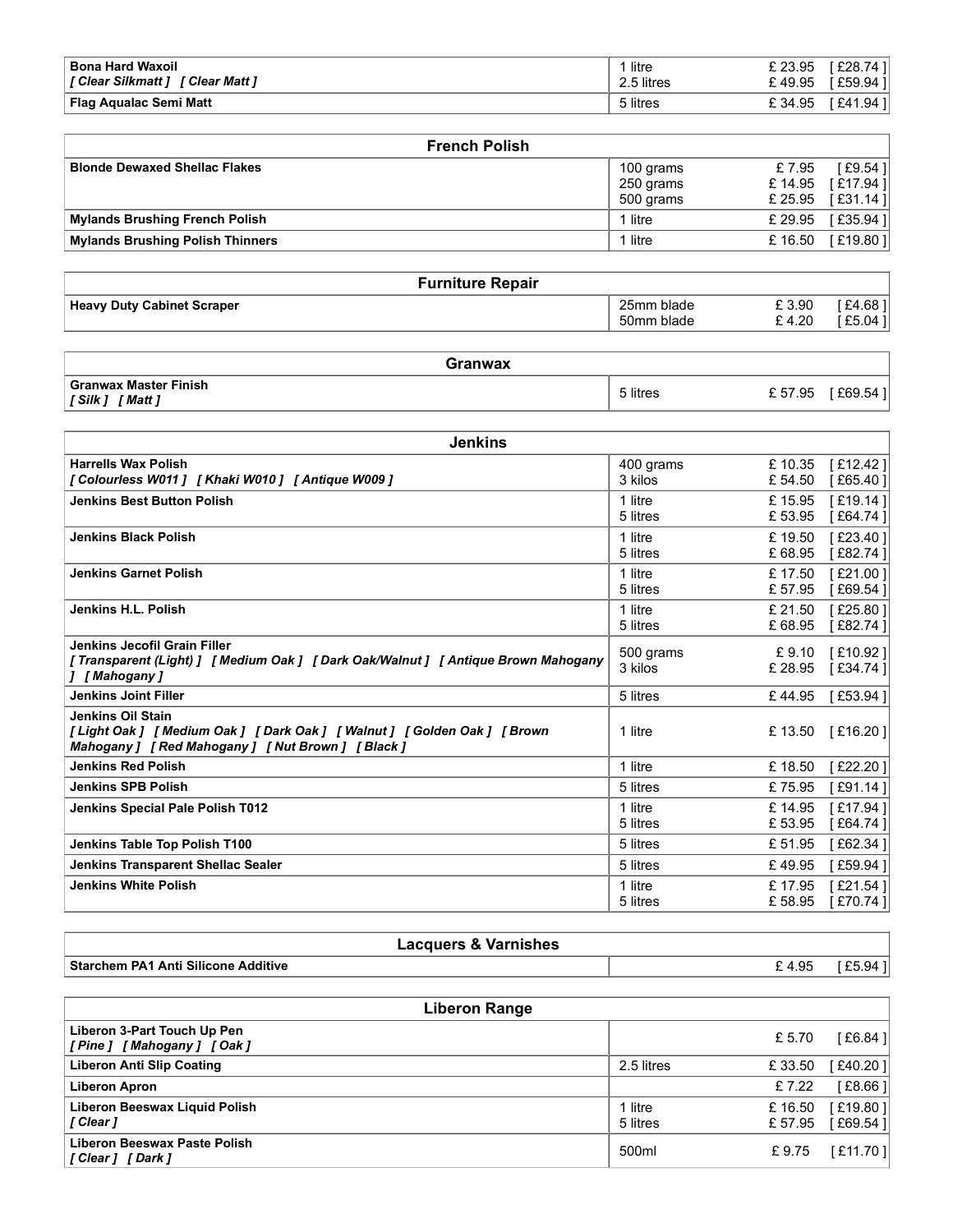| | | | |
|---|---|---|---|
| **Bona Hard Waxoil**<br>***[ Clear Silkmatt ]  [ Clear Matt ]*** | 1 litre<br>2.5 litres | £ 23.95<br>£ 49.95 | [ £28.74 ]<br>[ £59.94 ] |
| **Flag Aqualac Semi Matt** | 5 litres | £ 34.95 | [ £41.94 ] |

| **French Polish** | | | |
|---|---|---|---|
| **Blonde Dewaxed Shellac Flakes** | 100 grams<br>250 grams<br>500 grams | £ 7.95<br>£ 14.95<br>£ 25.95 | [ £9.54 ]<br>[ £17.94 ]<br>[ £31.14 ] |
| **Mylands Brushing French Polish** | 1 litre | £ 29.95 | [ £35.94 ] |
| **Mylands Brushing Polish Thinners** | 1 litre | £ 16.50 | [ £19.80 ] |

| **Furniture Repair** | | | |
|---|---|---|---|
| **Heavy Duty Cabinet Scraper** | 25mm blade<br>50mm blade | £ 3.90<br>£ 4.20 | [ £4.68 ]<br>[ £5.04 ] |

| **Granwax** | | | |
|---|---|---|---|
| **Granwax Master Finish**<br>***[ Silk ]  [ Matt ]*** | 5 litres | £ 57.95 | [ £69.54 ] |

| **Jenkins** | | | |
|---|---|---|---|
| **Harrells Wax Polish**<br>***[ Colourless W011 ]  [ Khaki W010 ]  [ Antique W009 ]*** | 400 grams<br>3 kilos | £ 10.35<br>£ 54.50 | [ £12.42 ]<br>[ £65.40 ] |
| **Jenkins Best Button Polish** | 1 litre<br>5 litres | £ 15.95<br>£ 53.95 | [ £19.14 ]<br>[ £64.74 ] |
| **Jenkins Black Polish** | 1 litre<br>5 litres | £ 19.50<br>£ 68.95 | [ £23.40 ]<br>[ £82.74 ] |
| **Jenkins Garnet Polish** | 1 litre<br>5 litres | £ 17.50<br>£ 57.95 | [ £21.00 ]<br>[ £69.54 ] |
| **Jenkins H.L. Polish** | 1 litre<br>5 litres | £ 21.50<br>£ 68.95 | [ £25.80 ]<br>[ £82.74 ] |
| **Jenkins Jecofil Grain Filler**<br>***[ Transparent (Light) ]  [ Medium Oak ]  [ Dark Oak/Walnut ]  [ Antique Brown Mahogany ]  [ Mahogany ]*** | 500 grams<br>3 kilos | £ 9.10<br>£ 28.95 | [ £10.92 ]<br>[ £34.74 ] |
| **Jenkins Joint Filler** | 5 litres | £ 44.95 | [ £53.94 ] |
| **Jenkins Oil Stain**<br>***[ Light Oak ]  [ Medium Oak ]  [ Dark Oak ]  [ Walnut ]  [ Golden Oak ]  [ Brown Mahogany ]  [ Red Mahogany ]  [ Nut Brown ]  [ Black ]*** | 1 litre | £ 13.50 | [ £16.20 ] |
| **Jenkins Red Polish** | 1 litre | £ 18.50 | [ £22.20 ] |
| **Jenkins SPB Polish** | 5 litres | £ 75.95 | [ £91.14 ] |
| **Jenkins Special Pale Polish T012** | 1 litre<br>5 litres | £ 14.95<br>£ 53.95 | [ £17.94 ]<br>[ £64.74 ] |
| **Jenkins Table Top Polish T100** | 5 litres | £ 51.95 | [ £62.34 ] |
| **Jenkins Transparent Shellac Sealer** | 5 litres | £ 49.95 | [ £59.94 ] |
| **Jenkins White Polish** | 1 litre<br>5 litres | £ 17.95<br>£ 58.95 | [ £21.54 ]<br>[ £70.74 ] |

| **Lacquers & Varnishes** | | | |
|---|---|---|---|
| **Starchem PA1 Anti Silicone Additive** | | £ 4.95 | [ £5.94 ] |

| **Liberon Range** | | | |
|---|---|---|---|
| **Liberon 3-Part Touch Up Pen**<br>***[ Pine ]  [ Mahogany ]  [ Oak ]*** | | £ 5.70 | [ £6.84 ] |
| **Liberon Anti Slip Coating** | 2.5 litres | £ 33.50 | [ £40.20 ] |
| **Liberon Apron** | | £ 7.22 | [ £8.66 ] |
| **Liberon Beeswax Liquid Polish**<br>***[ Clear ]*** | 1 litre<br>5 litres | £ 16.50<br>£ 57.95 | [ £19.80 ]<br>[ £69.54 ] |
| **Liberon Beeswax Paste Polish**<br>***[ Clear ]  [ Dark ]*** | 500ml | £ 9.75 | [ £11.70 ] |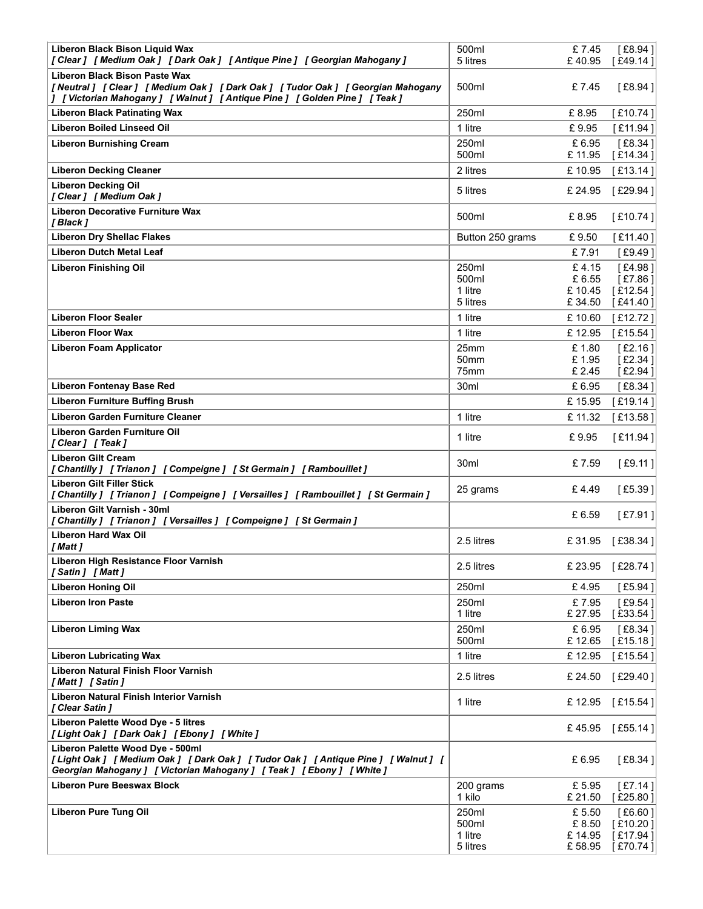| | | | |
|---|---|---|---|
| **Liberon Black Bison Liquid Wax**<br>***[ Clear ] [ Medium Oak ] [ Dark Oak ] [ Antique Pine ] [ Georgian Mahogany ]*** | 500ml<br>5 litres | £ 7.45<br>£ 40.95 | [ £8.94 ]<br>[ £49.14 ] |
| **Liberon Black Bison Paste Wax**<br>***[ Neutral ] [ Clear ] [ Medium Oak ] [ Dark Oak ] [ Tudor Oak ] [ Georgian Mahogany ] [ Victorian Mahogany ] [ Walnut ] [ Antique Pine ] [ Golden Pine ] [ Teak ]*** | 500ml | £ 7.45 | [ £8.94 ] |
| **Liberon Black Patinating Wax** | 250ml | £ 8.95 | [ £10.74 ] |
| **Liberon Boiled Linseed Oil** | 1 litre | £ 9.95 | [ £11.94 ] |
| **Liberon Burnishing Cream** | 250ml<br>500ml | £ 6.95<br>£ 11.95 | [ £8.34 ]<br>[ £14.34 ] |
| **Liberon Decking Cleaner** | 2 litres | £ 10.95 | [ £13.14 ] |
| **Liberon Decking Oil**<br>***[ Clear ] [ Medium Oak ]*** | 5 litres | £ 24.95 | [ £29.94 ] |
| **Liberon Decorative Furniture Wax**<br>***[ Black ]*** | 500ml | £ 8.95 | [ £10.74 ] |
| **Liberon Dry Shellac Flakes** | Button 250 grams | £ 9.50 | [ £11.40 ] |
| **Liberon Dutch Metal Leaf** | | £ 7.91 | [ £9.49 ] |
| **Liberon Finishing Oil** | 250ml<br>500ml<br>1 litre<br>5 litres | £ 4.15<br>£ 6.55<br>£ 10.45<br>£ 34.50 | [ £4.98 ]<br>[ £7.86 ]<br>[ £12.54 ]<br>[ £41.40 ] |
| **Liberon Floor Sealer** | 1 litre | £ 10.60 | [ £12.72 ] |
| **Liberon Floor Wax** | 1 litre | £ 12.95 | [ £15.54 ] |
| **Liberon Foam Applicator** | 25mm<br>50mm<br>75mm | £ 1.80<br>£ 1.95<br>£ 2.45 | [ £2.16 ]<br>[ £2.34 ]<br>[ £2.94 ] |
| **Liberon Fontenay Base Red** | 30ml | £ 6.95 | [ £8.34 ] |
| **Liberon Furniture Buffing Brush** | | £ 15.95 | [ £19.14 ] |
| **Liberon Garden Furniture Cleaner** | 1 litre | £ 11.32 | [ £13.58 ] |
| **Liberon Garden Furniture Oil**<br>***[ Clear ] [ Teak ]*** | 1 litre | £ 9.95 | [ £11.94 ] |
| **Liberon Gilt Cream**<br>***[ Chantilly ] [ Trianon ] [ Compeigne ] [ St Germain ] [ Rambouillet ]*** | 30ml | £ 7.59 | [ £9.11 ] |
| **Liberon Gilt Filler Stick**<br>***[ Chantilly ] [ Trianon ] [ Compeigne ] [ Versailles ] [ Rambouillet ] [ St Germain ]*** | 25 grams | £ 4.49 | [ £5.39 ] |
| **Liberon Gilt Varnish - 30ml**<br>***[ Chantilly ] [ Trianon ] [ Versailles ] [ Compeigne ] [ St Germain ]*** | | £ 6.59 | [ £7.91 ] |
| **Liberon Hard Wax Oil**<br>***[ Matt ]*** | 2.5 litres | £ 31.95 | [ £38.34 ] |
| **Liberon High Resistance Floor Varnish**<br>***[ Satin ] [ Matt ]*** | 2.5 litres | £ 23.95 | [ £28.74 ] |
| **Liberon Honing Oil** | 250ml | £ 4.95 | [ £5.94 ] |
| **Liberon Iron Paste** | 250ml<br>1 litre | £ 7.95<br>£ 27.95 | [ £9.54 ]<br>[ £33.54 ] |
| **Liberon Liming Wax** | 250ml<br>500ml | £ 6.95<br>£ 12.65 | [ £8.34 ]<br>[ £15.18 ] |
| **Liberon Lubricating Wax** | 1 litre | £ 12.95 | [ £15.54 ] |
| **Liberon Natural Finish Floor Varnish**<br>***[ Matt ] [ Satin ]*** | 2.5 litres | £ 24.50 | [ £29.40 ] |
| **Liberon Natural Finish Interior Varnish**<br>***[ Clear Satin ]*** | 1 litre | £ 12.95 | [ £15.54 ] |
| **Liberon Palette Wood Dye - 5 litres**<br>***[ Light Oak ] [ Dark Oak ] [ Ebony ] [ White ]*** | | £ 45.95 | [ £55.14 ] |
| **Liberon Palette Wood Dye - 500ml**<br>***[ Light Oak ] [ Medium Oak ] [ Dark Oak ] [ Tudor Oak ] [ Antique Pine ] [ Walnut ] [ Georgian Mahogany ] [ Victorian Mahogany ] [ Teak ] [ Ebony ] [ White ]*** | | £ 6.95 | [ £8.34 ] |
| **Liberon Pure Beeswax Block** | 200 grams<br>1 kilo | £ 5.95<br>£ 21.50 | [ £7.14 ]<br>[ £25.80 ] |
| **Liberon Pure Tung Oil** | 250ml<br>500ml<br>1 litre<br>5 litres | £ 5.50<br>£ 8.50<br>£ 14.95<br>£ 58.95 | [ £6.60 ]<br>[ £10.20 ]<br>[ £17.94 ]<br>[ £70.74 ] |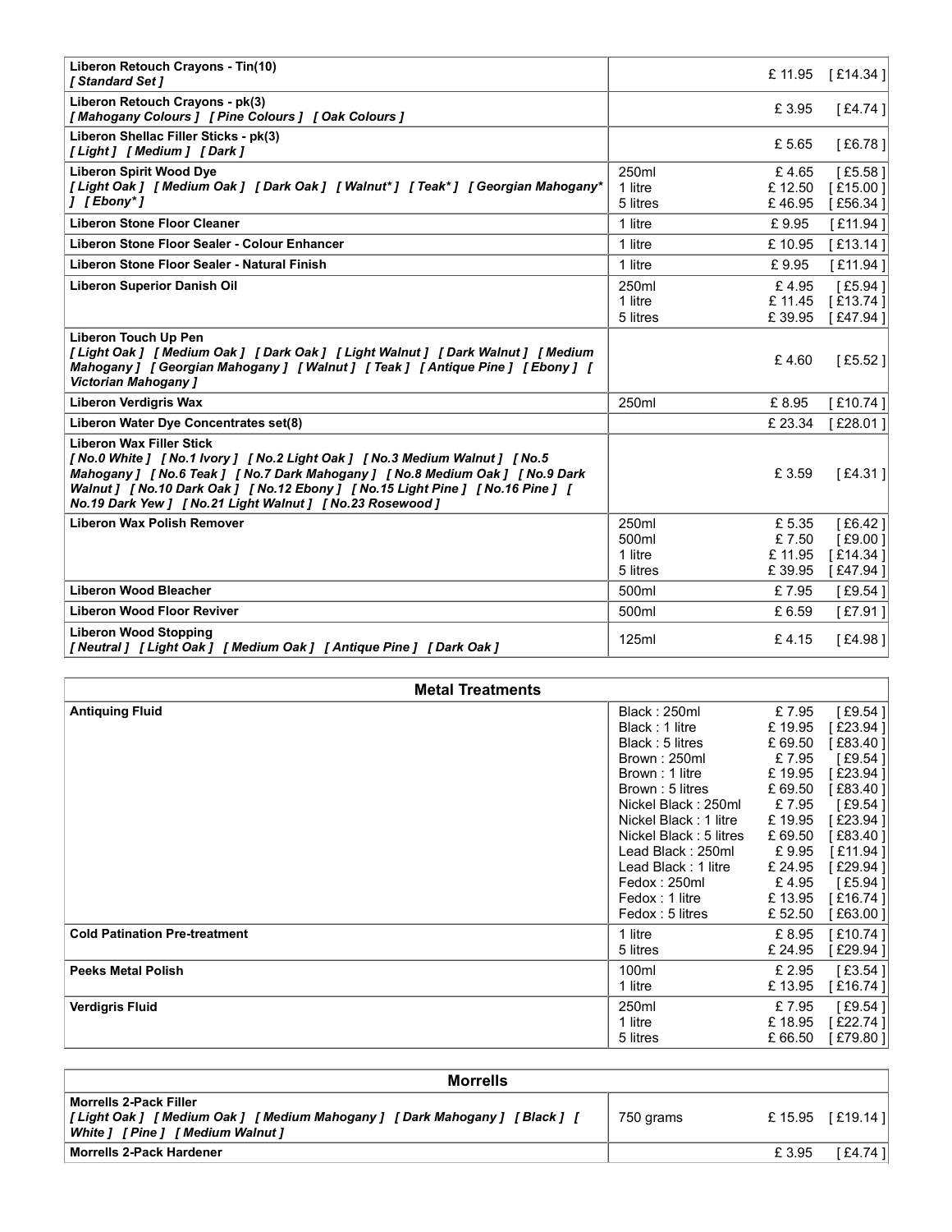| | | | |
|---|---|---|---|
| **Liberon Retouch Crayons - Tin(10)**<br>*[ Standard Set ]* | | £ 11.95 | [ £14.34 ] |
| **Liberon Retouch Crayons - pk(3)**<br>*[ Mahogany Colours ] [ Pine Colours ] [ Oak Colours ]* | | £ 3.95 | [ £4.74 ] |
| **Liberon Shellac Filler Sticks - pk(3)**<br>*[ Light ] [ Medium ] [ Dark ]* | | £ 5.65 | [ £6.78 ] |
| **Liberon Spirit Wood Dye**<br>*[ Light Oak ] [ Medium Oak ] [ Dark Oak ] [ Walnut* ] [ Teak* ] [ Georgian Mahogany* ] [ Ebony* ]* | 250ml<br>1 litre<br>5 litres | £ 4.65<br>£ 12.50<br>£ 46.95 | [ £5.58 ]<br>[ £15.00 ]<br>[ £56.34 ] |
| **Liberon Stone Floor Cleaner** | 1 litre | £ 9.95 | [ £11.94 ] |
| **Liberon Stone Floor Sealer - Colour Enhancer** | 1 litre | £ 10.95 | [ £13.14 ] |
| **Liberon Stone Floor Sealer - Natural Finish** | 1 litre | £ 9.95 | [ £11.94 ] |
| **Liberon Superior Danish Oil** | 250ml<br>1 litre<br>5 litres | £ 4.95<br>£ 11.45<br>£ 39.95 | [ £5.94 ]<br>[ £13.74 ]<br>[ £47.94 ] |
| **Liberon Touch Up Pen**<br>*[ Light Oak ] [ Medium Oak ] [ Dark Oak ] [ Light Walnut ] [ Dark Walnut ] [ Medium Mahogany ] [ Georgian Mahogany ] [ Walnut ] [ Teak ] [ Antique Pine ] [ Ebony ] [ Victorian Mahogany ]* | | £ 4.60 | [ £5.52 ] |
| **Liberon Verdigris Wax** | 250ml | £ 8.95 | [ £10.74 ] |
| **Liberon Water Dye Concentrates set(8)** | | £ 23.34 | [ £28.01 ] |
| **Liberon Wax Filler Stick**<br>*[ No.0 White ] [ No.1 Ivory ] [ No.2 Light Oak ] [ No.3 Medium Walnut ] [ No.5 Mahogany ] [ No.6 Teak ] [ No.7 Dark Mahogany ] [ No.8 Medium Oak ] [ No.9 Dark Walnut ] [ No.10 Dark Oak ] [ No.12 Ebony ] [ No.15 Light Pine ] [ No.16 Pine ] [ No.19 Dark Yew ] [ No.21 Light Walnut ] [ No.23 Rosewood ]* | | £ 3.59 | [ £4.31 ] |
| **Liberon Wax Polish Remover** | 250ml<br>500ml<br>1 litre<br>5 litres | £ 5.35<br>£ 7.50<br>£ 11.95<br>£ 39.95 | [ £6.42 ]<br>[ £9.00 ]<br>[ £14.34 ]<br>[ £47.94 ] |
| **Liberon Wood Bleacher** | 500ml | £ 7.95 | [ £9.54 ] |
| **Liberon Wood Floor Reviver** | 500ml | £ 6.59 | [ £7.91 ] |
| **Liberon Wood Stopping**<br>*[ Neutral ] [ Light Oak ] [ Medium Oak ] [ Antique Pine ] [ Dark Oak ]* | 125ml | £ 4.15 | [ £4.98 ] |

| Metal Treatments | | | |
|---|---|---|---|
| **Antiquing Fluid** | Black : 250ml<br>Black : 1 litre<br>Black : 5 litres<br>Brown : 250ml<br>Brown : 1 litre<br>Brown : 5 litres<br>Nickel Black : 250ml<br>Nickel Black : 1 litre<br>Nickel Black : 5 litres<br>Lead Black : 250ml<br>Lead Black : 1 litre<br>Fedox : 250ml<br>Fedox : 1 litre<br>Fedox : 5 litres | £ 7.95<br>£ 19.95<br>£ 69.50<br>£ 7.95<br>£ 19.95<br>£ 69.50<br>£ 7.95<br>£ 19.95<br>£ 69.50<br>£ 9.95<br>£ 24.95<br>£ 4.95<br>£ 13.95<br>£ 52.50 | [ £9.54 ]<br>[ £23.94 ]<br>[ £83.40 ]<br>[ £9.54 ]<br>[ £23.94 ]<br>[ £83.40 ]<br>[ £9.54 ]<br>[ £23.94 ]<br>[ £83.40 ]<br>[ £11.94 ]<br>[ £29.94 ]<br>[ £5.94 ]<br>[ £16.74 ]<br>[ £63.00 ] |
| **Cold Patination Pre-treatment** | 1 litre<br>5 litres | £ 8.95<br>£ 24.95 | [ £10.74 ]<br>[ £29.94 ] |
| **Peeks Metal Polish** | 100ml<br>1 litre | £ 2.95<br>£ 13.95 | [ £3.54 ]<br>[ £16.74 ] |
| **Verdigris Fluid** | 250ml<br>1 litre<br>5 litres | £ 7.95<br>£ 18.95<br>£ 66.50 | [ £9.54 ]<br>[ £22.74 ]<br>[ £79.80 ] |

| Morrells | | | |
|---|---|---|---|
| **Morrells 2-Pack Filler**<br>*[ Light Oak ] [ Medium Oak ] [ Medium Mahogany ] [ Dark Mahogany ] [ Black ] [ White ] [ Pine ] [ Medium Walnut ]* | 750 grams | £ 15.95 | [ £19.14 ] |
| **Morrells 2-Pack Hardener** | | £ 3.95 | [ £4.74 ] |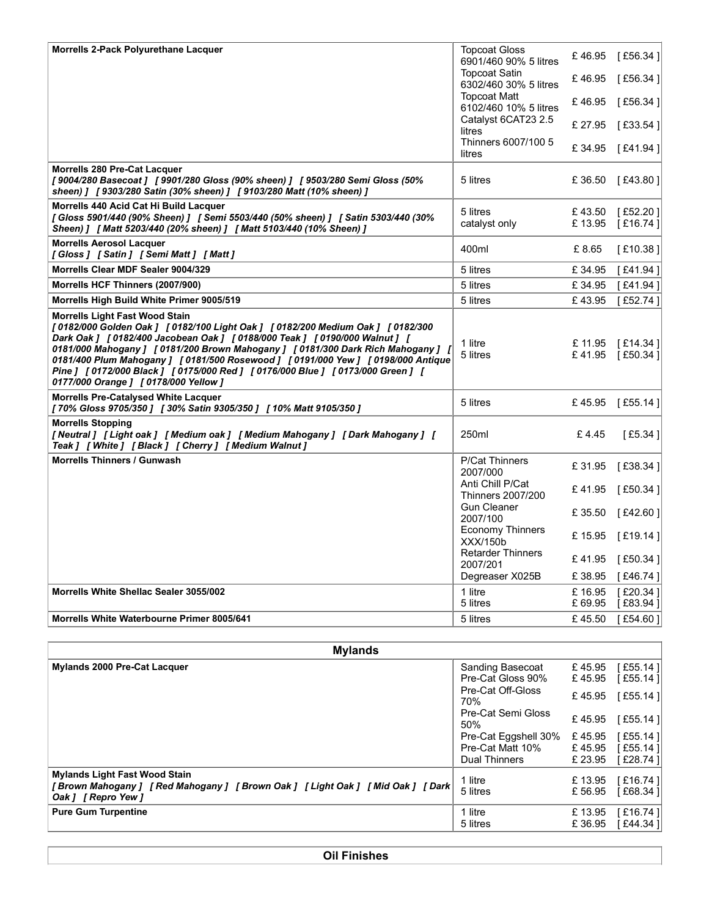| Product | Size | Price | Inc. VAT |
|---|---|---|---|
| **Morrells 2-Pack Polyurethane Lacquer** | Topcoat Gloss 6901/460 90% 5 litres | £ 46.95 | [ £56.34 ] |
| | Topcoat Satin 6302/460 30% 5 litres | £ 46.95 | [ £56.34 ] |
| | Topcoat Matt 6102/460 10% 5 litres | £ 46.95 | [ £56.34 ] |
| | Catalyst 6CAT23 2.5 litres | £ 27.95 | [ £33.54 ] |
| | Thinners 6007/100 5 litres | £ 34.95 | [ £41.94 ] |
| **Morrells 280 Pre-Cat Lacquer** *[ 9004/280 Basecoat ] [ 9901/280 Gloss (90% sheen) ] [ 9503/280 Semi Gloss (50% sheen) ] [ 9303/280 Satin (30% sheen) ] [ 9103/280 Matt (10% sheen) ]* | 5 litres | £ 36.50 | [ £43.80 ] |
| **Morrells 440 Acid Cat Hi Build Lacquer** *[ Gloss 5901/440 (90% Sheen) ] [ Semi 5503/440 (50% sheen) ] [ Satin 5303/440 (30% Sheen) ] [ Matt 5203/440 (20% sheen) ] [ Matt 5103/440 (10% Sheen) ]* | 5 litres | £ 43.50 | [ £52.20 ] |
| | catalyst only | £ 13.95 | [ £16.74 ] |
| **Morrells Aerosol Lacquer** *[ Gloss ] [ Satin ] [ Semi Matt ] [ Matt ]* | 400ml | £ 8.65 | [ £10.38 ] |
| **Morrells Clear MDF Sealer 9004/329** | 5 litres | £ 34.95 | [ £41.94 ] |
| **Morrells HCF Thinners (2007/900)** | 5 litres | £ 34.95 | [ £41.94 ] |
| **Morrells High Build White Primer 9005/519** | 5 litres | £ 43.95 | [ £52.74 ] |
| **Morrells Light Fast Wood Stain** *[ 0182/000 Golden Oak ] [ 0182/100 Light Oak ] [ 0182/200 Medium Oak ] [ 0182/300 Dark Oak ] [ 0182/400 Jacobean Oak ] [ 0188/000 Teak ] [ 0190/000 Walnut ] [ 0181/000 Mahogany ] [ 0181/200 Brown Mahogany ] [ 0181/300 Dark Rich Mahogany ] [ 0181/400 Plum Mahogany ] [ 0181/500 Rosewood ] [ 0191/000 Yew ] [ 0198/000 Antique Pine ] [ 0172/000 Black ] [ 0175/000 Red ] [ 0176/000 Blue ] [ 0173/000 Green ] [ 0177/000 Orange ] [ 0178/000 Yellow ]* | 1 litre | £ 11.95 | [ £14.34 ] |
| | 5 litres | £ 41.95 | [ £50.34 ] |
| **Morrells Pre-Catalysed White Lacquer** *[ 70% Gloss 9705/350 ] [ 30% Satin 9305/350 ] [ 10% Matt 9105/350 ]* | 5 litres | £ 45.95 | [ £55.14 ] |
| **Morrells Stopping** *[ Neutral ] [ Light oak ] [ Medium oak ] [ Medium Mahogany ] [ Dark Mahogany ] [ Teak ] [ White ] [ Black ] [ Cherry ] [ Medium Walnut ]* | 250ml | £ 4.45 | [ £5.34 ] |
| **Morrells Thinners / Gunwash** | P/Cat Thinners 2007/000 | £ 31.95 | [ £38.34 ] |
| | Anti Chill P/Cat Thinners 2007/200 | £ 41.95 | [ £50.34 ] |
| | Gun Cleaner 2007/100 | £ 35.50 | [ £42.60 ] |
| | Economy Thinners XXX/150b | £ 15.95 | [ £19.14 ] |
| | Retarder Thinners 2007/201 | £ 41.95 | [ £50.34 ] |
| | Degreaser X025B | £ 38.95 | [ £46.74 ] |
| **Morrells White Shellac Sealer 3055/002** | 1 litre | £ 16.95 | [ £20.34 ] |
| | 5 litres | £ 69.95 | [ £83.94 ] |
| **Morrells White Waterbourne Primer 8005/641** | 5 litres | £ 45.50 | [ £54.60 ] |

## Mylands

| Product | Size | Price | Inc. VAT |
|---|---|---|---|
| **Mylands 2000 Pre-Cat Lacquer** | Sanding Basecoat | £ 45.95 | [ £55.14 ] |
| | Pre-Cat Gloss 90% | £ 45.95 | [ £55.14 ] |
| | Pre-Cat Off-Gloss 70% | £ 45.95 | [ £55.14 ] |
| | Pre-Cat Semi Gloss 50% | £ 45.95 | [ £55.14 ] |
| | Pre-Cat Eggshell 30% | £ 45.95 | [ £55.14 ] |
| | Pre-Cat Matt 10% | £ 45.95 | [ £55.14 ] |
| | Dual Thinners | £ 23.95 | [ £28.74 ] |
| **Mylands Light Fast Wood Stain** *[ Brown Mahogany ] [ Red Mahogany ] [ Brown Oak ] [ Light Oak ] [ Mid Oak ] [ Dark Oak ] [ Repro Yew ]* | 1 litre | £ 13.95 | [ £16.74 ] |
| | 5 litres | £ 56.95 | [ £68.34 ] |
| **Pure Gum Turpentine** | 1 litre | £ 13.95 | [ £16.74 ] |
| | 5 litres | £ 36.95 | [ £44.34 ] |

## Oil Finishes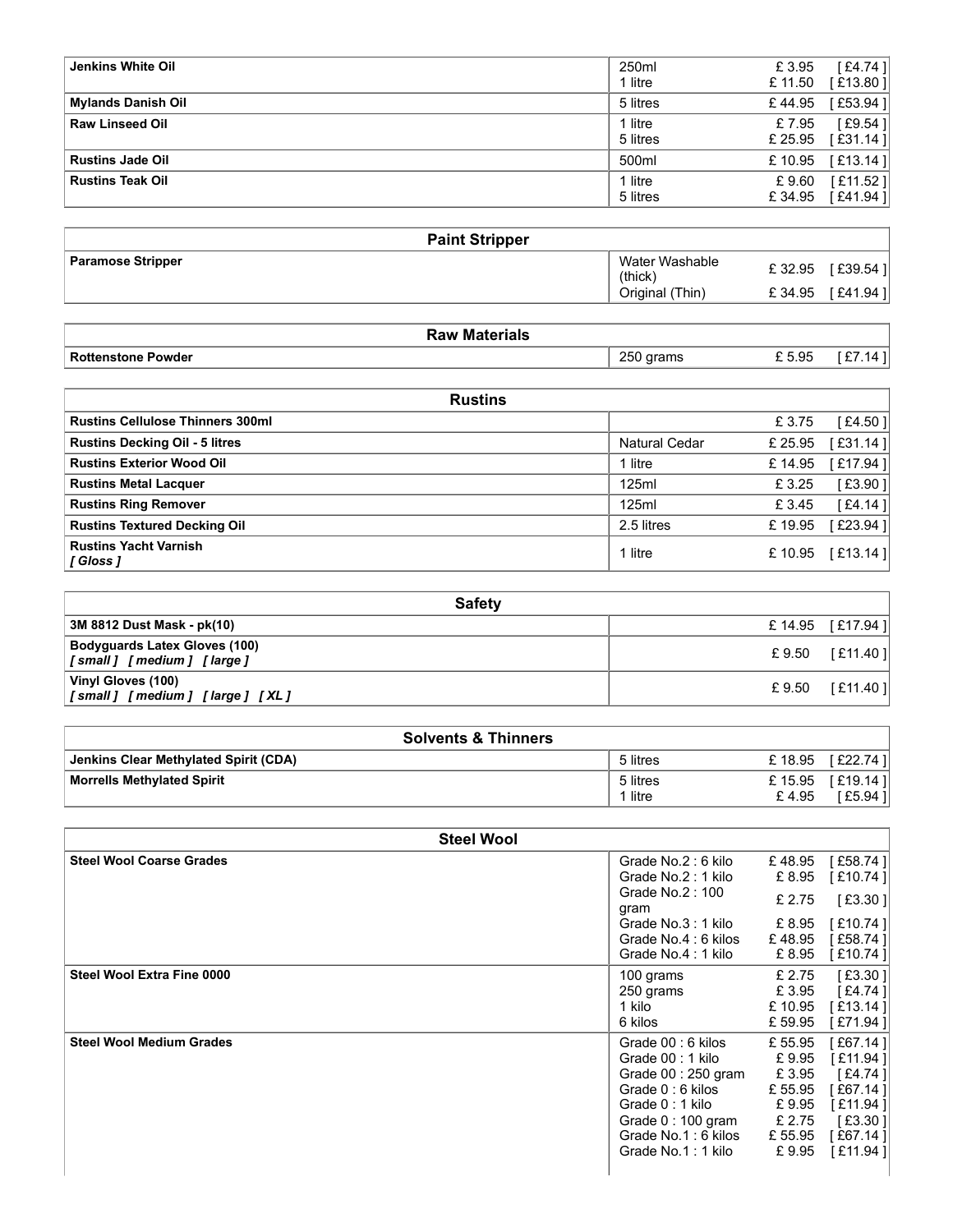| | | | |
|---|---|---|---|
| **Jenkins White Oil** | 250ml<br>1 litre | £ 3.95<br>£ 11.50 | [ £4.74 ]<br>[ £13.80 ] |
| **Mylands Danish Oil** | 5 litres | £ 44.95 | [ £53.94 ] |
| **Raw Linseed Oil** | 1 litre<br>5 litres | £ 7.95<br>£ 25.95 | [ £9.54 ]<br>[ £31.14 ] |
| **Rustins Jade Oil** | 500ml | £ 10.95 | [ £13.14 ] |
| **Rustins Teak Oil** | 1 litre<br>5 litres | £ 9.60<br>£ 34.95 | [ £11.52 ]<br>[ £41.94 ] |

| **Paint Stripper** | | | |
|---|---|---|---|
| **Paramose Stripper** | Water Washable (thick)<br>Original (Thin) | £ 32.95<br>£ 34.95 | [ £39.54 ]<br>[ £41.94 ] |

| **Raw Materials** | | | |
|---|---|---|---|
| **Rottenstone Powder** | 250 grams | £ 5.95 | [ £7.14 ] |

| **Rustins** | | | |
|---|---|---|---|
| **Rustins Cellulose Thinners 300ml** | | £ 3.75 | [ £4.50 ] |
| **Rustins Decking Oil - 5 litres** | Natural Cedar | £ 25.95 | [ £31.14 ] |
| **Rustins Exterior Wood Oil** | 1 litre | £ 14.95 | [ £17.94 ] |
| **Rustins Metal Lacquer** | 125ml | £ 3.25 | [ £3.90 ] |
| **Rustins Ring Remover** | 125ml | £ 3.45 | [ £4.14 ] |
| **Rustins Textured Decking Oil** | 2.5 litres | £ 19.95 | [ £23.94 ] |
| **Rustins Yacht Varnish**<br>***[ Gloss ]*** | 1 litre | £ 10.95 | [ £13.14 ] |

| **Safety** | | | |
|---|---|---|---|
| **3M 8812 Dust Mask - pk(10)** | | £ 14.95 | [ £17.94 ] |
| **Bodyguards Latex Gloves (100)**<br>***[ small ] [ medium ] [ large ]*** | | £ 9.50 | [ £11.40 ] |
| **Vinyl Gloves (100)**<br>***[ small ] [ medium ] [ large ] [ XL ]*** | | £ 9.50 | [ £11.40 ] |

| **Solvents & Thinners** | | | |
|---|---|---|---|
| **Jenkins Clear Methylated Spirit (CDA)** | 5 litres | £ 18.95 | [ £22.74 ] |
| **Morrells Methylated Spirit** | 5 litres<br>1 litre | £ 15.95<br>£ 4.95 | [ £19.14 ]<br>[ £5.94 ] |

| **Steel Wool** | | | |
|---|---|---|---|
| **Steel Wool Coarse Grades** | Grade No.2 : 6 kilo<br>Grade No.2 : 1 kilo<br>Grade No.2 : 100 gram<br>Grade No.3 : 1 kilo<br>Grade No.4 : 6 kilos<br>Grade No.4 : 1 kilo | £ 48.95<br>£ 8.95<br>£ 2.75<br>£ 8.95<br>£ 48.95<br>£ 8.95 | [ £58.74 ]<br>[ £10.74 ]<br>[ £3.30 ]<br>[ £10.74 ]<br>[ £58.74 ]<br>[ £10.74 ] |
| **Steel Wool Extra Fine 0000** | 100 grams<br>250 grams<br>1 kilo<br>6 kilos | £ 2.75<br>£ 3.95<br>£ 10.95<br>£ 59.95 | [ £3.30 ]<br>[ £4.74 ]<br>[ £13.14 ]<br>[ £71.94 ] |
| **Steel Wool Medium Grades** | Grade 00 : 6 kilos<br>Grade 00 : 1 kilo<br>Grade 00 : 250 gram<br>Grade 0 : 6 kilos<br>Grade 0 : 1 kilo<br>Grade 0 : 100 gram<br>Grade No.1 : 6 kilos<br>Grade No.1 : 1 kilo | £ 55.95<br>£ 9.95<br>£ 3.95<br>£ 55.95<br>£ 9.95<br>£ 2.75<br>£ 55.95<br>£ 9.95 | [ £67.14 ]<br>[ £11.94 ]<br>[ £4.74 ]<br>[ £67.14 ]<br>[ £11.94 ]<br>[ £3.30 ]<br>[ £67.14 ]<br>[ £11.94 ] |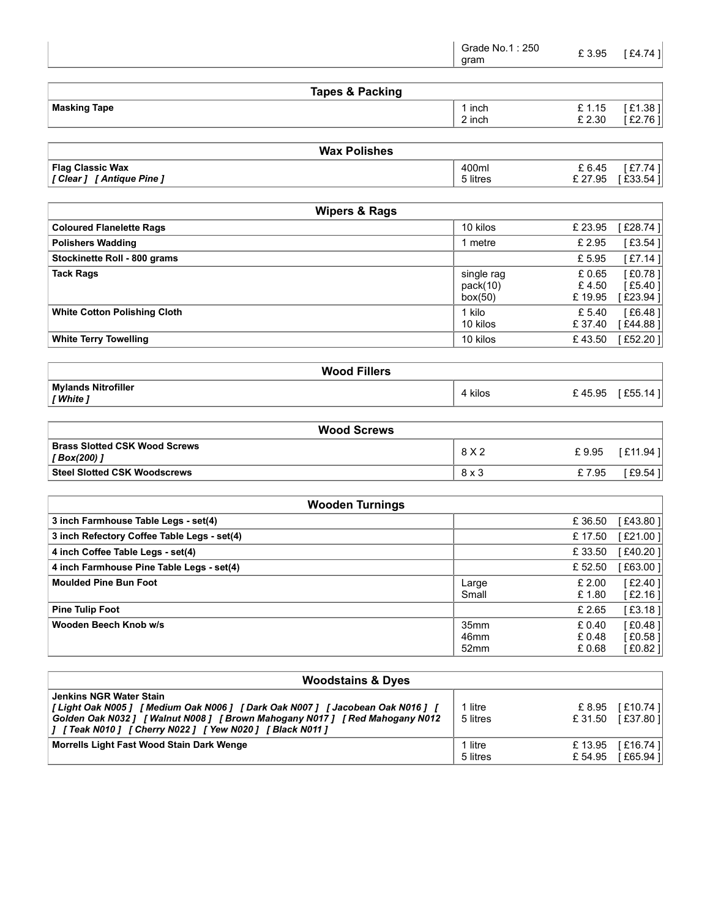| | | | |
|---|---|---|---|
| | Grade No.1 : 250 gram | £ 3.95 | [ £4.74 ] |

| Tapes & Packing | | | |
|---|---|---|---|
| **Masking Tape** | 1 inch<br>2 inch | £ 1.15<br>£ 2.30 | [ £1.38 ]<br>[ £2.76 ] |

| Wax Polishes | | | |
|---|---|---|---|
| **Flag Classic Wax**<br>***[ Clear ] [ Antique Pine ]*** | 400ml<br>5 litres | £ 6.45<br>£ 27.95 | [ £7.74 ]<br>[ £33.54 ] |

| Wipers & Rags | | | |
|---|---|---|---|
| **Coloured Flanelette Rags** | 10 kilos | £ 23.95 | [ £28.74 ] |
| **Polishers Wadding** | 1 metre | £ 2.95 | [ £3.54 ] |
| **Stockinette Roll - 800 grams** | | £ 5.95 | [ £7.14 ] |
| **Tack Rags** | single rag<br>pack(10)<br>box(50) | £ 0.65<br>£ 4.50<br>£ 19.95 | [ £0.78 ]<br>[ £5.40 ]<br>[ £23.94 ] |
| **White Cotton Polishing Cloth** | 1 kilo<br>10 kilos | £ 5.40<br>£ 37.40 | [ £6.48 ]<br>[ £44.88 ] |
| **White Terry Towelling** | 10 kilos | £ 43.50 | [ £52.20 ] |

| Wood Fillers | | | |
|---|---|---|---|
| **Mylands Nitrofiller**<br>***[ White ]*** | 4 kilos | £ 45.95 | [ £55.14 ] |

| Wood Screws | | | |
|---|---|---|---|
| **Brass Slotted CSK Wood Screws**<br>***[ Box(200) ]*** | 8 X 2 | £ 9.95 | [ £11.94 ] |
| **Steel Slotted CSK Woodscrews** | 8 x 3 | £ 7.95 | [ £9.54 ] |

| Wooden Turnings | | | |
|---|---|---|---|
| **3 inch Farmhouse Table Legs - set(4)** | | £ 36.50 | [ £43.80 ] |
| **3 inch Refectory Coffee Table Legs - set(4)** | | £ 17.50 | [ £21.00 ] |
| **4 inch Coffee Table Legs - set(4)** | | £ 33.50 | [ £40.20 ] |
| **4 inch Farmhouse Pine Table Legs - set(4)** | | £ 52.50 | [ £63.00 ] |
| **Moulded Pine Bun Foot** | Large<br>Small | £ 2.00<br>£ 1.80 | [ £2.40 ]<br>[ £2.16 ] |
| **Pine Tulip Foot** | | £ 2.65 | [ £3.18 ] |
| **Wooden Beech Knob w/s** | 35mm<br>46mm<br>52mm | £ 0.40<br>£ 0.48<br>£ 0.68 | [ £0.48 ]<br>[ £0.58 ]<br>[ £0.82 ] |

| Woodstains & Dyes | | | |
|---|---|---|---|
| **Jenkins NGR Water Stain**<br>***[ Light Oak N005 ] [ Medium Oak N006 ] [ Dark Oak N007 ] [ Jacobean Oak N016 ] [ Golden Oak N032 ] [ Walnut N008 ] [ Brown Mahogany N017 ] [ Red Mahogany N012 ] [ Teak N010 ] [ Cherry N022 ] [ Yew N020 ] [ Black N011 ]*** | 1 litre<br>5 litres | £ 8.95<br>£ 31.50 | [ £10.74 ]<br>[ £37.80 ] |
| **Morrells Light Fast Wood Stain Dark Wenge** | 1 litre<br>5 litres | £ 13.95<br>£ 54.95 | [ £16.74 ]<br>[ £65.94 ] |